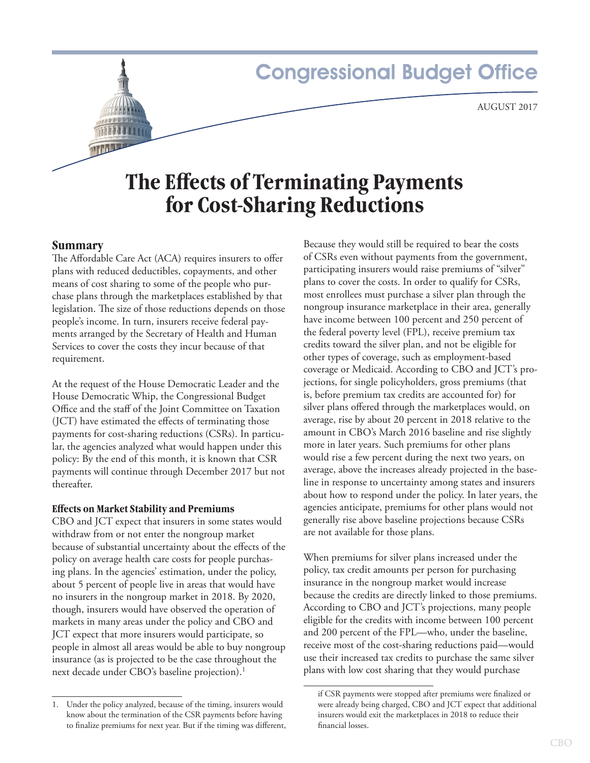Congressional Budget Office

AUGUST 2017

# The Effects of Terminating Payments for Cost-Sharing Reductions

## Summary

The Affordable Care Act (ACA) requires insurers to offer plans with reduced deductibles, copayments, and other means of cost sharing to some of the people who purchase plans through the marketplaces established by that legislation. The size of those reductions depends on those people's income. In turn, insurers receive federal payments arranged by the Secretary of Health and Human Services to cover the costs they incur because of that requirement.

At the request of the House Democratic Leader and the House Democratic Whip, the Congressional Budget Office and the staff of the Joint Committee on Taxation (JCT) have estimated the effects of terminating those payments for cost-sharing reductions (CSRs). In particular, the agencies analyzed what would happen under this policy: By the end of this month, it is known that CSR payments will continue through December 2017 but not thereafter.

### Effects on Market Stability and Premiums

CBO and JCT expect that insurers in some states would withdraw from or not enter the nongroup market because of substantial uncertainty about the effects of the policy on average health care costs for people purchasing plans. In the agencies' estimation, under the policy, about 5 percent of people live in areas that would have no insurers in the nongroup market in 2018. By 2020, though, insurers would have observed the operation of markets in many areas under the policy and CBO and JCT expect that more insurers would participate, so people in almost all areas would be able to buy nongroup insurance (as is projected to be the case throughout the next decade under CBO's baseline projection).[1]

Because they would still be required to bear the costs of CSRs even without payments from the government, participating insurers would raise premiums of "silver" plans to cover the costs. In order to qualify for CSRs, most enrollees must purchase a silver plan through the nongroup insurance marketplace in their area, generally have income between 100 percent and 250 percent of the federal poverty level (FPL), receive premium tax credits toward the silver plan, and not be eligible for other types of coverage, such as employment-based coverage or Medicaid. According to CBO and JCT's projections, for single policyholders, gross premiums (that is, before premium tax credits are accounted for) for silver plans offered through the marketplaces would, on average, rise by about 20 percent in 2018 relative to the amount in CBO's March 2016 baseline and rise slightly more in later years. Such premiums for other plans would rise a few percent during the next two years, on average, above the increases already projected in the baseline in response to uncertainty among states and insurers about how to respond under the policy. In later years, the agencies anticipate, premiums for other plans would not generally rise above baseline projections because CSRs are not available for those plans.

When premiums for silver plans increased under the policy, tax credit amounts per person for purchasing insurance in the nongroup market would increase because the credits are directly linked to those premiums. According to CBO and JCT's projections, many people eligible for the credits with income between 100 percent and 200 percent of the FPL—who, under the baseline, receive most of the cost-sharing reductions paid—would use their increased tax credits to purchase the same silver plans with low cost sharing that they would purchase

---

1. Under the policy analyzed, because of the timing, insurers would know about the termination of the CSR payments before having to finalize premiums for next year. But if the timing was different, if CSR payments were stopped after premiums were finalized or were already being charged, CBO and JCT expect that additional insurers would exit the marketplaces in 2018 to reduce their financial losses.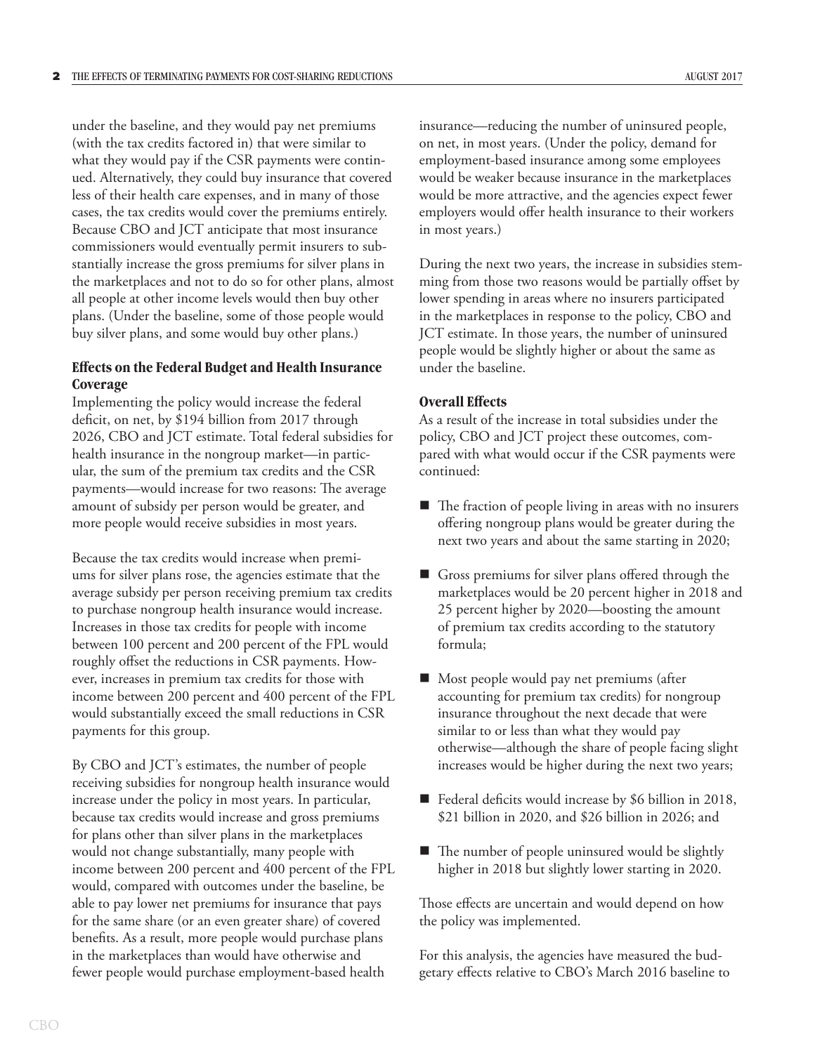under the baseline, and they would pay net premiums (with the tax credits factored in) that were similar to what they would pay if the CSR payments were continued. Alternatively, they could buy insurance that covered less of their health care expenses, and in many of those cases, the tax credits would cover the premiums entirely. Because CBO and JCT anticipate that most insurance commissioners would eventually permit insurers to substantially increase the gross premiums for silver plans in the marketplaces and not to do so for other plans, almost all people at other income levels would then buy other plans. (Under the baseline, some of those people would buy silver plans, and some would buy other plans.)

### Effects on the Federal Budget and Health Insurance Coverage

Implementing the policy would increase the federal deficit, on net, by $194 billion from 2017 through 2026, CBO and JCT estimate. Total federal subsidies for health insurance in the nongroup market—in particular, the sum of the premium tax credits and the CSR payments—would increase for two reasons: The average amount of subsidy per person would be greater, and more people would receive subsidies in most years.

Because the tax credits would increase when premiums for silver plans rose, the agencies estimate that the average subsidy per person receiving premium tax credits to purchase nongroup health insurance would increase. Increases in those tax credits for people with income between 100 percent and 200 percent of the FPL would roughly offset the reductions in CSR payments. However, increases in premium tax credits for those with income between 200 percent and 400 percent of the FPL would substantially exceed the small reductions in CSR payments for this group.

By CBO and JCT's estimates, the number of people receiving subsidies for nongroup health insurance would increase under the policy in most years. In particular, because tax credits would increase and gross premiums for plans other than silver plans in the marketplaces would not change substantially, many people with income between 200 percent and 400 percent of the FPL would, compared with outcomes under the baseline, be able to pay lower net premiums for insurance that pays for the same share (or an even greater share) of covered benefits. As a result, more people would purchase plans in the marketplaces than would have otherwise and fewer people would purchase employment-based health insurance—reducing the number of uninsured people, on net, in most years. (Under the policy, demand for employment-based insurance among some employees would be weaker because insurance in the marketplaces would be more attractive, and the agencies expect fewer employers would offer health insurance to their workers in most years.)

During the next two years, the increase in subsidies stemming from those two reasons would be partially offset by lower spending in areas where no insurers participated in the marketplaces in response to the policy, CBO and JCT estimate. In those years, the number of uninsured people would be slightly higher or about the same as under the baseline.

### Overall Effects

As a result of the increase in total subsidies under the policy, CBO and JCT project these outcomes, compared with what would occur if the CSR payments were continued:

- The fraction of people living in areas with no insurers offering nongroup plans would be greater during the next two years and about the same starting in 2020;
- Gross premiums for silver plans offered through the marketplaces would be 20 percent higher in 2018 and 25 percent higher by 2020—boosting the amount of premium tax credits according to the statutory formula;
- Most people would pay net premiums (after accounting for premium tax credits) for nongroup insurance throughout the next decade that were similar to or less than what they would pay otherwise—although the share of people facing slight increases would be higher during the next two years;
- Federal deficits would increase by $6 billion in 2018, $21 billion in 2020, and $26 billion in 2026; and
- The number of people uninsured would be slightly higher in 2018 but slightly lower starting in 2020.

Those effects are uncertain and would depend on how the policy was implemented.

For this analysis, the agencies have measured the budgetary effects relative to CBO's March 2016 baseline to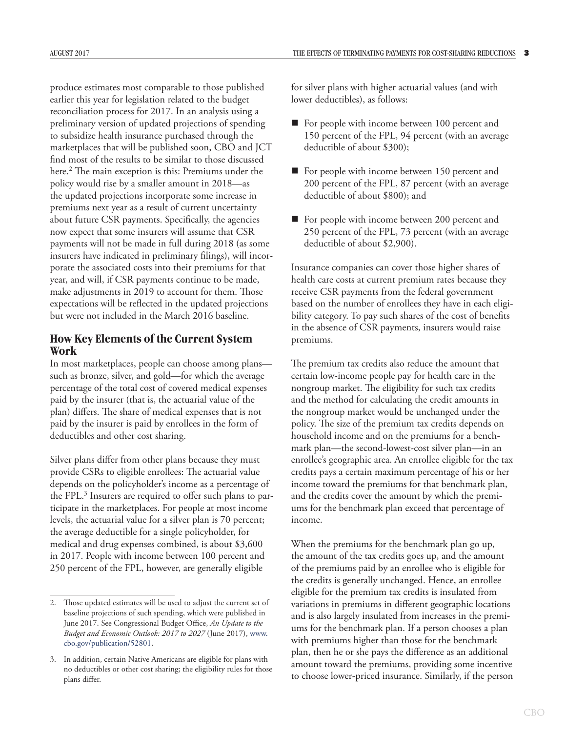produce estimates most comparable to those published earlier this year for legislation related to the budget reconciliation process for 2017. In an analysis using a preliminary version of updated projections of spending to subsidize health insurance purchased through the marketplaces that will be published soon, CBO and JCT find most of the results to be similar to those discussed here.[2] The main exception is this: Premiums under the policy would rise by a smaller amount in 2018—as the updated projections incorporate some increase in premiums next year as a result of current uncertainty about future CSR payments. Specifically, the agencies now expect that some insurers will assume that CSR payments will not be made in full during 2018 (as some insurers have indicated in preliminary filings), will incorporate the associated costs into their premiums for that year, and will, if CSR payments continue to be made, make adjustments in 2019 to account for them. Those expectations will be reflected in the updated projections but were not included in the March 2016 baseline.

## How Key Elements of the Current System Work

In most marketplaces, people can choose among plans—such as bronze, silver, and gold—for which the average percentage of the total cost of covered medical expenses paid by the insurer (that is, the actuarial value of the plan) differs. The share of medical expenses that is not paid by the insurer is paid by enrollees in the form of deductibles and other cost sharing.

Silver plans differ from other plans because they must provide CSRs to eligible enrollees: The actuarial value depends on the policyholder's income as a percentage of the FPL.[3] Insurers are required to offer such plans to participate in the marketplaces. For people at most income levels, the actuarial value for a silver plan is 70 percent; the average deductible for a single policyholder, for medical and drug expenses combined, is about $3,600 in 2017. People with income between 100 percent and 250 percent of the FPL, however, are generally eligible for silver plans with higher actuarial values (and with lower deductibles), as follows:

- For people with income between 100 percent and 150 percent of the FPL, 94 percent (with an average deductible of about $300);
- For people with income between 150 percent and 200 percent of the FPL, 87 percent (with an average deductible of about $800); and
- For people with income between 200 percent and 250 percent of the FPL, 73 percent (with an average deductible of about $2,900).

Insurance companies can cover those higher shares of health care costs at current premium rates because they receive CSR payments from the federal government based on the number of enrollees they have in each eligibility category. To pay such shares of the cost of benefits in the absence of CSR payments, insurers would raise premiums.

The premium tax credits also reduce the amount that certain low-income people pay for health care in the nongroup market. The eligibility for such tax credits and the method for calculating the credit amounts in the nongroup market would be unchanged under the policy. The size of the premium tax credits depends on household income and on the premiums for a benchmark plan—the second-lowest-cost silver plan—in an enrollee's geographic area. An enrollee eligible for the tax credits pays a certain maximum percentage of his or her income toward the premiums for that benchmark plan, and the credits cover the amount by which the premiums for the benchmark plan exceed that percentage of income.

When the premiums for the benchmark plan go up, the amount of the tax credits goes up, and the amount of the premiums paid by an enrollee who is eligible for the credits is generally unchanged. Hence, an enrollee eligible for the premium tax credits is insulated from variations in premiums in different geographic locations and is also largely insulated from increases in the premiums for the benchmark plan. If a person chooses a plan with premiums higher than those for the benchmark plan, then he or she pays the difference as an additional amount toward the premiums, providing some incentive to choose lower-priced insurance. Similarly, if the person

---

2. Those updated estimates will be used to adjust the current set of baseline projections of such spending, which were published in June 2017. See Congressional Budget Office, *An Update to the Budget and Economic Outlook: 2017 to 2027* (June 2017), www.cbo.gov/publication/52801.

3. In addition, certain Native Americans are eligible for plans with no deductibles or other cost sharing; the eligibility rules for those plans differ.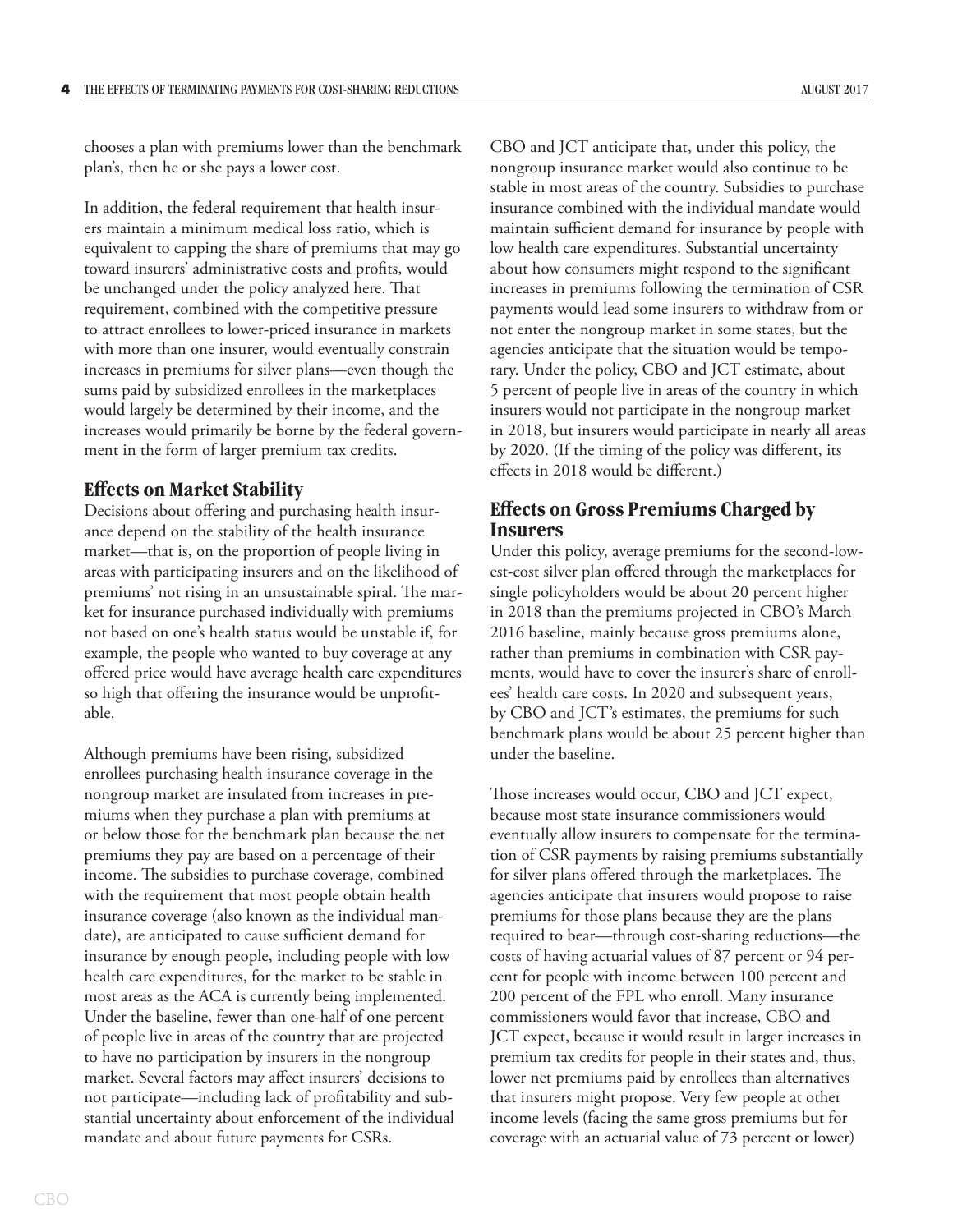chooses a plan with premiums lower than the benchmark plan's, then he or she pays a lower cost.

In addition, the federal requirement that health insurers maintain a minimum medical loss ratio, which is equivalent to capping the share of premiums that may go toward insurers' administrative costs and profits, would be unchanged under the policy analyzed here. That requirement, combined with the competitive pressure to attract enrollees to lower-priced insurance in markets with more than one insurer, would eventually constrain increases in premiums for silver plans—even though the sums paid by subsidized enrollees in the marketplaces would largely be determined by their income, and the increases would primarily be borne by the federal government in the form of larger premium tax credits.

## Effects on Market Stability

Decisions about offering and purchasing health insurance depend on the stability of the health insurance market—that is, on the proportion of people living in areas with participating insurers and on the likelihood of premiums' not rising in an unsustainable spiral. The market for insurance purchased individually with premiums not based on one's health status would be unstable if, for example, the people who wanted to buy coverage at any offered price would have average health care expenditures so high that offering the insurance would be unprofitable.

Although premiums have been rising, subsidized enrollees purchasing health insurance coverage in the nongroup market are insulated from increases in premiums when they purchase a plan with premiums at or below those for the benchmark plan because the net premiums they pay are based on a percentage of their income. The subsidies to purchase coverage, combined with the requirement that most people obtain health insurance coverage (also known as the individual mandate), are anticipated to cause sufficient demand for insurance by enough people, including people with low health care expenditures, for the market to be stable in most areas as the ACA is currently being implemented. Under the baseline, fewer than one-half of one percent of people live in areas of the country that are projected to have no participation by insurers in the nongroup market. Several factors may affect insurers' decisions to not participate—including lack of profitability and substantial uncertainty about enforcement of the individual mandate and about future payments for CSRs.

CBO and JCT anticipate that, under this policy, the nongroup insurance market would also continue to be stable in most areas of the country. Subsidies to purchase insurance combined with the individual mandate would maintain sufficient demand for insurance by people with low health care expenditures. Substantial uncertainty about how consumers might respond to the significant increases in premiums following the termination of CSR payments would lead some insurers to withdraw from or not enter the nongroup market in some states, but the agencies anticipate that the situation would be temporary. Under the policy, CBO and JCT estimate, about 5 percent of people live in areas of the country in which insurers would not participate in the nongroup market in 2018, but insurers would participate in nearly all areas by 2020. (If the timing of the policy was different, its effects in 2018 would be different.)

## Effects on Gross Premiums Charged by Insurers

Under this policy, average premiums for the second-lowest-cost silver plan offered through the marketplaces for single policyholders would be about 20 percent higher in 2018 than the premiums projected in CBO's March 2016 baseline, mainly because gross premiums alone, rather than premiums in combination with CSR payments, would have to cover the insurer's share of enrollees' health care costs. In 2020 and subsequent years, by CBO and JCT's estimates, the premiums for such benchmark plans would be about 25 percent higher than under the baseline.

Those increases would occur, CBO and JCT expect, because most state insurance commissioners would eventually allow insurers to compensate for the termination of CSR payments by raising premiums substantially for silver plans offered through the marketplaces. The agencies anticipate that insurers would propose to raise premiums for those plans because they are the plans required to bear—through cost-sharing reductions—the costs of having actuarial values of 87 percent or 94 percent for people with income between 100 percent and 200 percent of the FPL who enroll. Many insurance commissioners would favor that increase, CBO and JCT expect, because it would result in larger increases in premium tax credits for people in their states and, thus, lower net premiums paid by enrollees than alternatives that insurers might propose. Very few people at other income levels (facing the same gross premiums but for coverage with an actuarial value of 73 percent or lower)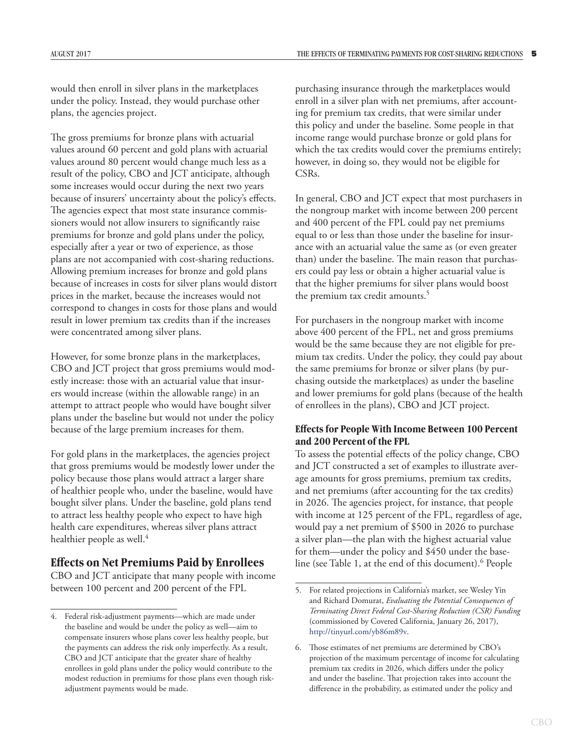would then enroll in silver plans in the marketplaces under the policy. Instead, they would purchase other plans, the agencies project.

The gross premiums for bronze plans with actuarial values around 60 percent and gold plans with actuarial values around 80 percent would change much less as a result of the policy, CBO and JCT anticipate, although some increases would occur during the next two years because of insurers' uncertainty about the policy's effects. The agencies expect that most state insurance commissioners would not allow insurers to significantly raise premiums for bronze and gold plans under the policy, especially after a year or two of experience, as those plans are not accompanied with cost-sharing reductions. Allowing premium increases for bronze and gold plans because of increases in costs for silver plans would distort prices in the market, because the increases would not correspond to changes in costs for those plans and would result in lower premium tax credits than if the increases were concentrated among silver plans.

However, for some bronze plans in the marketplaces, CBO and JCT project that gross premiums would modestly increase: those with an actuarial value that insurers would increase (within the allowable range) in an attempt to attract people who would have bought silver plans under the baseline but would not under the policy because of the large premium increases for them.

For gold plans in the marketplaces, the agencies project that gross premiums would be modestly lower under the policy because those plans would attract a larger share of healthier people who, under the baseline, would have bought silver plans. Under the baseline, gold plans tend to attract less healthy people who expect to have high health care expenditures, whereas silver plans attract healthier people as well.[4]

## Effects on Net Premiums Paid by Enrollees

CBO and JCT anticipate that many people with income between 100 percent and 200 percent of the FPL purchasing insurance through the marketplaces would enroll in a silver plan with net premiums, after accounting for premium tax credits, that were similar under this policy and under the baseline. Some people in that income range would purchase bronze or gold plans for which the tax credits would cover the premiums entirely; however, in doing so, they would not be eligible for CSRs.

In general, CBO and JCT expect that most purchasers in the nongroup market with income between 200 percent and 400 percent of the FPL could pay net premiums equal to or less than those under the baseline for insurance with an actuarial value the same as (or even greater than) under the baseline. The main reason that purchasers could pay less or obtain a higher actuarial value is that the higher premiums for silver plans would boost the premium tax credit amounts.[5]

For purchasers in the nongroup market with income above 400 percent of the FPL, net and gross premiums would be the same because they are not eligible for premium tax credits. Under the policy, they could pay about the same premiums for bronze or silver plans (by purchasing outside the marketplaces) as under the baseline and lower premiums for gold plans (because of the health of enrollees in the plans), CBO and JCT project.

### Effects for People With Income Between 100 Percent and 200 Percent of the FPL

To assess the potential effects of the policy change, CBO and JCT constructed a set of examples to illustrate average amounts for gross premiums, premium tax credits, and net premiums (after accounting for the tax credits) in 2026. The agencies project, for instance, that people with income at 125 percent of the FPL, regardless of age, would pay a net premium of $500 in 2026 to purchase a silver plan—the plan with the highest actuarial value for them—under the policy and $450 under the baseline (see Table 1, at the end of this document).[6] People

---

4. Federal risk-adjustment payments—which are made under the baseline and would be under the policy as well—aim to compensate insurers whose plans cover less healthy people, but the payments can address the risk only imperfectly. As a result, CBO and JCT anticipate that the greater share of healthy enrollees in gold plans under the policy would contribute to the modest reduction in premiums for those plans even though risk-adjustment payments would be made.

5. For related projections in California's market, see Wesley Yin and Richard Domurat, *Evaluating the Potential Consequences of Terminating Direct Federal Cost-Sharing Reduction (CSR) Funding* (commissioned by Covered California, January 26, 2017), http://tinyurl.com/yb86m89v.

6. Those estimates of net premiums are determined by CBO's projection of the maximum percentage of income for calculating premium tax credits in 2026, which differs under the policy and under the baseline. That projection takes into account the difference in the probability, as estimated under the policy and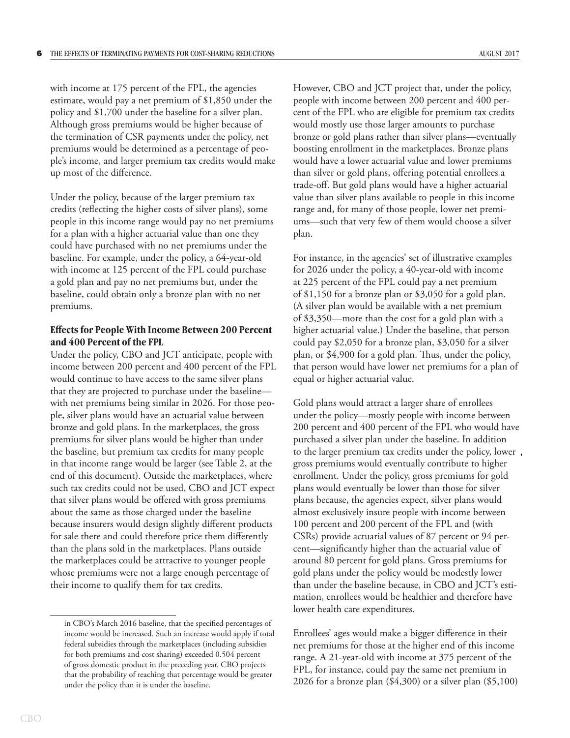with income at 175 percent of the FPL, the agencies estimate, would pay a net premium of $1,850 under the policy and $1,700 under the baseline for a silver plan. Although gross premiums would be higher because of the termination of CSR payments under the policy, net premiums would be determined as a percentage of people's income, and larger premium tax credits would make up most of the difference.

Under the policy, because of the larger premium tax credits (reflecting the higher costs of silver plans), some people in this income range would pay no net premiums for a plan with a higher actuarial value than one they could have purchased with no net premiums under the baseline. For example, under the policy, a 64-year-old with income at 125 percent of the FPL could purchase a gold plan and pay no net premiums but, under the baseline, could obtain only a bronze plan with no net premiums.

### Effects for People With Income Between 200 Percent and 400 Percent of the FPL

Under the policy, CBO and JCT anticipate, people with income between 200 percent and 400 percent of the FPL would continue to have access to the same silver plans that they are projected to purchase under the baseline—with net premiums being similar in 2026. For those people, silver plans would have an actuarial value between bronze and gold plans. In the marketplaces, the gross premiums for silver plans would be higher than under the baseline, but premium tax credits for many people in that income range would be larger (see Table 2, at the end of this document). Outside the marketplaces, where such tax credits could not be used, CBO and JCT expect that silver plans would be offered with gross premiums about the same as those charged under the baseline because insurers would design slightly different products for sale there and could therefore price them differently than the plans sold in the marketplaces. Plans outside the marketplaces could be attractive to younger people whose premiums were not a large enough percentage of their income to qualify them for tax credits.

However, CBO and JCT project that, under the policy, people with income between 200 percent and 400 percent of the FPL who are eligible for premium tax credits would mostly use those larger amounts to purchase bronze or gold plans rather than silver plans—eventually boosting enrollment in the marketplaces. Bronze plans would have a lower actuarial value and lower premiums than silver or gold plans, offering potential enrollees a trade-off. But gold plans would have a higher actuarial value than silver plans available to people in this income range and, for many of those people, lower net premiums—such that very few of them would choose a silver plan.

For instance, in the agencies' set of illustrative examples for 2026 under the policy, a 40-year-old with income at 225 percent of the FPL could pay a net premium of $1,150 for a bronze plan or $3,050 for a gold plan. (A silver plan would be available with a net premium of $3,350—more than the cost for a gold plan with a higher actuarial value.) Under the baseline, that person could pay $2,050 for a bronze plan, $3,050 for a silver plan, or $4,900 for a gold plan. Thus, under the policy, that person would have lower net premiums for a plan of equal or higher actuarial value.

Gold plans would attract a larger share of enrollees under the policy—mostly people with income between 200 percent and 400 percent of the FPL who would have purchased a silver plan under the baseline. In addition to the larger premium tax credits under the policy, lower gross premiums would eventually contribute to higher enrollment. Under the policy, gross premiums for gold plans would eventually be lower than those for silver plans because, the agencies expect, silver plans would almost exclusively insure people with income between 100 percent and 200 percent of the FPL and (with CSRs) provide actuarial values of 87 percent or 94 percent—significantly higher than the actuarial value of around 80 percent for gold plans. Gross premiums for gold plans under the policy would be modestly lower than under the baseline because, in CBO and JCT's estimation, enrollees would be healthier and therefore have lower health care expenditures.

Enrollees' ages would make a bigger difference in their net premiums for those at the higher end of this income range. A 21-year-old with income at 375 percent of the FPL, for instance, could pay the same net premium in 2026 for a bronze plan ($4,300) or a silver plan ($5,100)

---

in CBO's March 2016 baseline, that the specified percentages of income would be increased. Such an increase would apply if total federal subsidies through the marketplaces (including subsidies for both premiums and cost sharing) exceeded 0.504 percent of gross domestic product in the preceding year. CBO projects that the probability of reaching that percentage would be greater under the policy than it is under the baseline.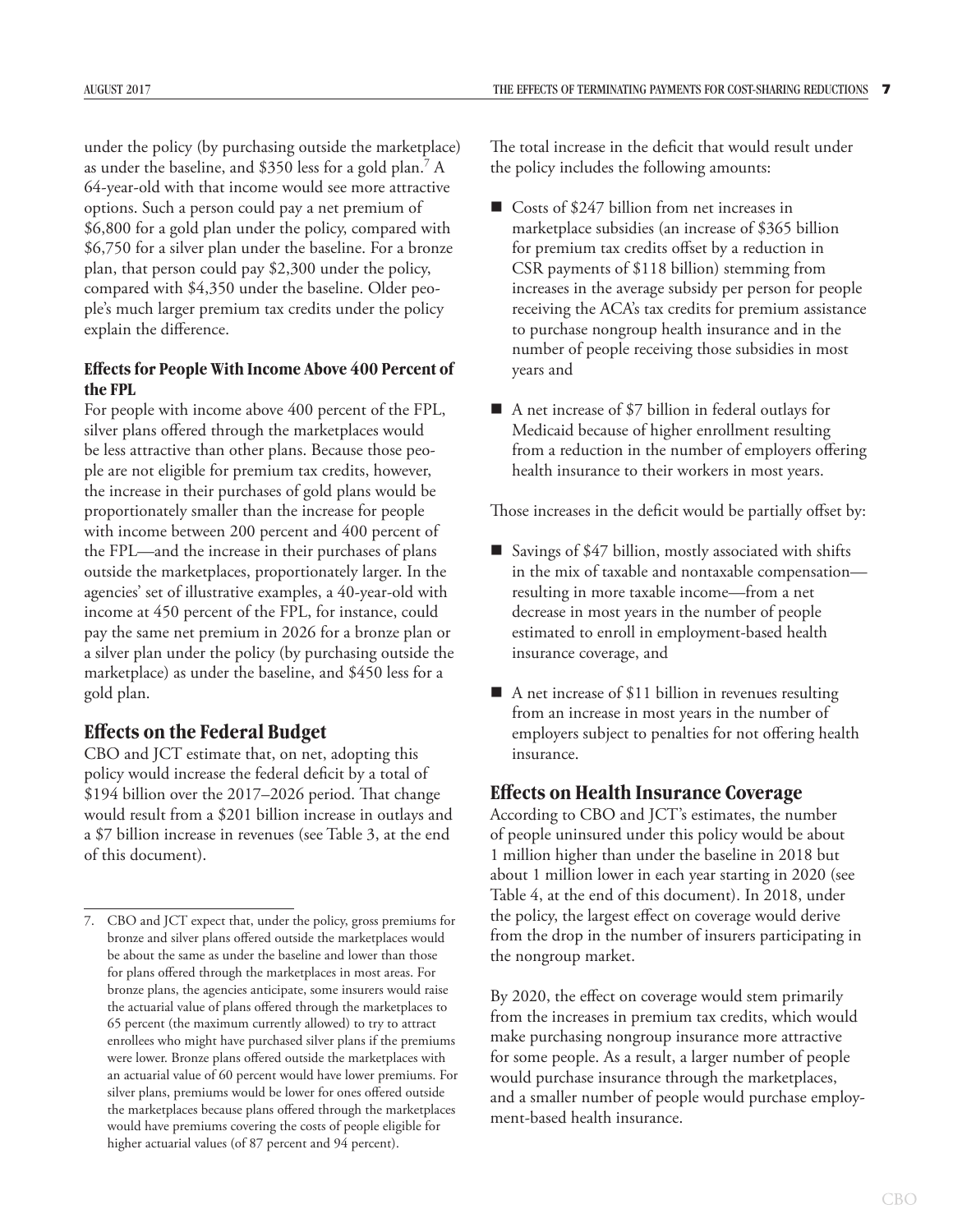under the policy (by purchasing outside the marketplace) as under the baseline, and $350 less for a gold plan.[7] A 64-year-old with that income would see more attractive options. Such a person could pay a net premium of $6,800 for a gold plan under the policy, compared with $6,750 for a silver plan under the baseline. For a bronze plan, that person could pay $2,300 under the policy, compared with $4,350 under the baseline. Older people's much larger premium tax credits under the policy explain the difference.

#### Effects for People With Income Above 400 Percent of the FPL

For people with income above 400 percent of the FPL, silver plans offered through the marketplaces would be less attractive than other plans. Because those people are not eligible for premium tax credits, however, the increase in their purchases of gold plans would be proportionately smaller than the increase for people with income between 200 percent and 400 percent of the FPL—and the increase in their purchases of plans outside the marketplaces, proportionately larger. In the agencies' set of illustrative examples, a 40-year-old with income at 450 percent of the FPL, for instance, could pay the same net premium in 2026 for a bronze plan or a silver plan under the policy (by purchasing outside the marketplace) as under the baseline, and $450 less for a gold plan.

### Effects on the Federal Budget

CBO and JCT estimate that, on net, adopting this policy would increase the federal deficit by a total of $194 billion over the 2017–2026 period. That change would result from a $201 billion increase in outlays and a $7 billion increase in revenues (see Table 3, at the end of this document).

The total increase in the deficit that would result under the policy includes the following amounts:

- Costs of $247 billion from net increases in marketplace subsidies (an increase of $365 billion for premium tax credits offset by a reduction in CSR payments of $118 billion) stemming from increases in the average subsidy per person for people receiving the ACA's tax credits for premium assistance to purchase nongroup health insurance and in the number of people receiving those subsidies in most years and
- A net increase of $7 billion in federal outlays for Medicaid because of higher enrollment resulting from a reduction in the number of employers offering health insurance to their workers in most years.

Those increases in the deficit would be partially offset by:

- Savings of $47 billion, mostly associated with shifts in the mix of taxable and nontaxable compensation—resulting in more taxable income—from a net decrease in most years in the number of people estimated to enroll in employment-based health insurance coverage, and
- A net increase of $11 billion in revenues resulting from an increase in most years in the number of employers subject to penalties for not offering health insurance.

### Effects on Health Insurance Coverage

According to CBO and JCT's estimates, the number of people uninsured under this policy would be about 1 million higher than under the baseline in 2018 but about 1 million lower in each year starting in 2020 (see Table 4, at the end of this document). In 2018, under the policy, the largest effect on coverage would derive from the drop in the number of insurers participating in the nongroup market.

By 2020, the effect on coverage would stem primarily from the increases in premium tax credits, which would make purchasing nongroup insurance more attractive for some people. As a result, a larger number of people would purchase insurance through the marketplaces, and a smaller number of people would purchase employment-based health insurance.

---

7. CBO and JCT expect that, under the policy, gross premiums for bronze and silver plans offered outside the marketplaces would be about the same as under the baseline and lower than those for plans offered through the marketplaces in most areas. For bronze plans, the agencies anticipate, some insurers would raise the actuarial value of plans offered through the marketplaces to 65 percent (the maximum currently allowed) to try to attract enrollees who might have purchased silver plans if the premiums were lower. Bronze plans offered outside the marketplaces with an actuarial value of 60 percent would have lower premiums. For silver plans, premiums would be lower for ones offered outside the marketplaces because plans offered through the marketplaces would have premiums covering the costs of people eligible for higher actuarial values (of 87 percent and 94 percent).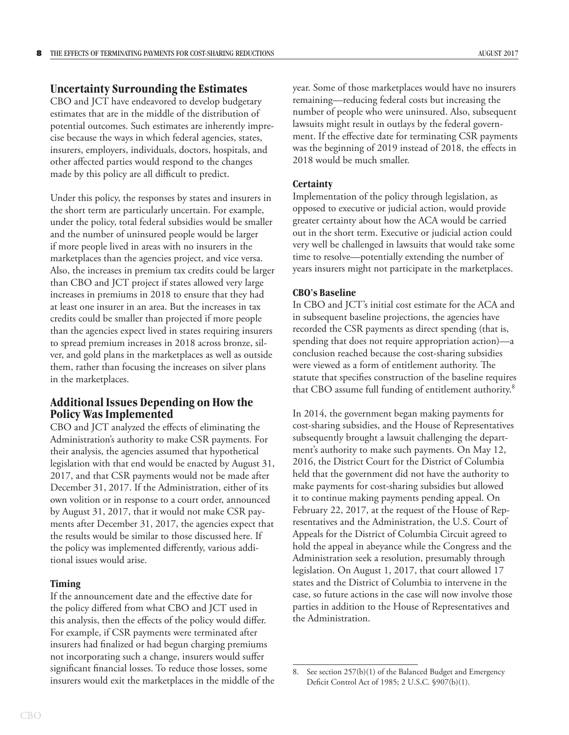## Uncertainty Surrounding the Estimates

CBO and JCT have endeavored to develop budgetary estimates that are in the middle of the distribution of potential outcomes. Such estimates are inherently imprecise because the ways in which federal agencies, states, insurers, employers, individuals, doctors, hospitals, and other affected parties would respond to the changes made by this policy are all difficult to predict.

Under this policy, the responses by states and insurers in the short term are particularly uncertain. For example, under the policy, total federal subsidies would be smaller and the number of uninsured people would be larger if more people lived in areas with no insurers in the marketplaces than the agencies project, and vice versa. Also, the increases in premium tax credits could be larger than CBO and JCT project if states allowed very large increases in premiums in 2018 to ensure that they had at least one insurer in an area. But the increases in tax credits could be smaller than projected if more people than the agencies expect lived in states requiring insurers to spread premium increases in 2018 across bronze, silver, and gold plans in the marketplaces as well as outside them, rather than focusing the increases on silver plans in the marketplaces.

## Additional Issues Depending on How the Policy Was Implemented

CBO and JCT analyzed the effects of eliminating the Administration's authority to make CSR payments. For their analysis, the agencies assumed that hypothetical legislation with that end would be enacted by August 31, 2017, and that CSR payments would not be made after December 31, 2017. If the Administration, either of its own volition or in response to a court order, announced by August 31, 2017, that it would not make CSR payments after December 31, 2017, the agencies expect that the results would be similar to those discussed here. If the policy was implemented differently, various additional issues would arise.

### Timing

If the announcement date and the effective date for the policy differed from what CBO and JCT used in this analysis, then the effects of the policy would differ. For example, if CSR payments were terminated after insurers had finalized or had begun charging premiums not incorporating such a change, insurers would suffer significant financial losses. To reduce those losses, some insurers would exit the marketplaces in the middle of the year. Some of those marketplaces would have no insurers remaining—reducing federal costs but increasing the number of people who were uninsured. Also, subsequent lawsuits might result in outlays by the federal government. If the effective date for terminating CSR payments was the beginning of 2019 instead of 2018, the effects in 2018 would be much smaller.

### Certainty

Implementation of the policy through legislation, as opposed to executive or judicial action, would provide greater certainty about how the ACA would be carried out in the short term. Executive or judicial action could very well be challenged in lawsuits that would take some time to resolve—potentially extending the number of years insurers might not participate in the marketplaces.

### CBO's Baseline

In CBO and JCT's initial cost estimate for the ACA and in subsequent baseline projections, the agencies have recorded the CSR payments as direct spending (that is, spending that does not require appropriation action)—a conclusion reached because the cost-sharing subsidies were viewed as a form of entitlement authority. The statute that specifies construction of the baseline requires that CBO assume full funding of entitlement authority.[8]

In 2014, the government began making payments for cost-sharing subsidies, and the House of Representatives subsequently brought a lawsuit challenging the department's authority to make such payments. On May 12, 2016, the District Court for the District of Columbia held that the government did not have the authority to make payments for cost-sharing subsidies but allowed it to continue making payments pending appeal. On February 22, 2017, at the request of the House of Representatives and the Administration, the U.S. Court of Appeals for the District of Columbia Circuit agreed to hold the appeal in abeyance while the Congress and the Administration seek a resolution, presumably through legislation. On August 1, 2017, that court allowed 17 states and the District of Columbia to intervene in the case, so future actions in the case will now involve those parties in addition to the House of Representatives and the Administration.

8. See section 257(b)(1) of the Balanced Budget and Emergency Deficit Control Act of 1985; 2 U.S.C. §907(b)(1).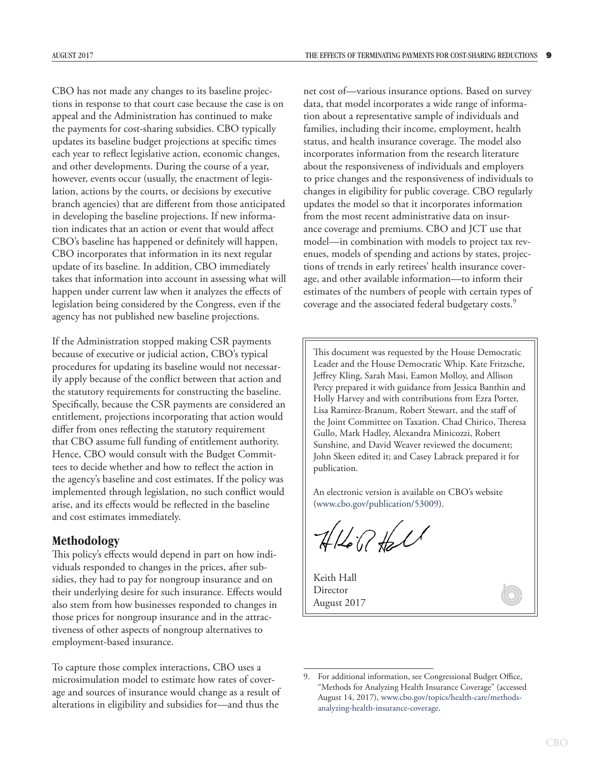CBO has not made any changes to its baseline projections in response to that court case because the case is on appeal and the Administration has continued to make the payments for cost-sharing subsidies. CBO typically updates its baseline budget projections at specific times each year to reflect legislative action, economic changes, and other developments. During the course of a year, however, events occur (usually, the enactment of legislation, actions by the courts, or decisions by executive branch agencies) that are different from those anticipated in developing the baseline projections. If new information indicates that an action or event that would affect CBO's baseline has happened or definitely will happen, CBO incorporates that information in its next regular update of its baseline. In addition, CBO immediately takes that information into account in assessing what will happen under current law when it analyzes the effects of legislation being considered by the Congress, even if the agency has not published new baseline projections.

If the Administration stopped making CSR payments because of executive or judicial action, CBO's typical procedures for updating its baseline would not necessarily apply because of the conflict between that action and the statutory requirements for constructing the baseline. Specifically, because the CSR payments are considered an entitlement, projections incorporating that action would differ from ones reflecting the statutory requirement that CBO assume full funding of entitlement authority. Hence, CBO would consult with the Budget Committees to decide whether and how to reflect the action in the agency's baseline and cost estimates. If the policy was implemented through legislation, no such conflict would arise, and its effects would be reflected in the baseline and cost estimates immediately.

## Methodology

This policy's effects would depend in part on how individuals responded to changes in the prices, after subsidies, they had to pay for nongroup insurance and on their underlying desire for such insurance. Effects would also stem from how businesses responded to changes in those prices for nongroup insurance and in the attractiveness of other aspects of nongroup alternatives to employment-based insurance.

To capture those complex interactions, CBO uses a microsimulation model to estimate how rates of coverage and sources of insurance would change as a result of alterations in eligibility and subsidies for—and thus the net cost of—various insurance options. Based on survey data, that model incorporates a wide range of information about a representative sample of individuals and families, including their income, employment, health status, and health insurance coverage. The model also incorporates information from the research literature about the responsiveness of individuals and employers to price changes and the responsiveness of individuals to changes in eligibility for public coverage. CBO regularly updates the model so that it incorporates information from the most recent administrative data on insurance coverage and premiums. CBO and JCT use that model—in combination with models to project tax revenues, models of spending and actions by states, projections of trends in early retirees' health insurance coverage, and other available information—to inform their estimates of the numbers of people with certain types of coverage and the associated federal budgetary costs.[9]

This document was requested by the House Democratic Leader and the House Democratic Whip. Kate Fritzsche, Jeffrey Kling, Sarah Masi, Eamon Molloy, and Allison Percy prepared it with guidance from Jessica Banthin and Holly Harvey and with contributions from Ezra Porter, Lisa Ramirez-Branum, Robert Stewart, and the staff of the Joint Committee on Taxation. Chad Chirico, Theresa Gullo, Mark Hadley, Alexandra Minicozzi, Robert Sunshine, and David Weaver reviewed the document; John Skeen edited it; and Casey Labrack prepared it for publication.

An electronic version is available on CBO's website (www.cbo.gov/publication/53009).

Keith Hall
Director
August 2017

9. For additional information, see Congressional Budget Office, "Methods for Analyzing Health Insurance Coverage" (accessed August 14, 2017), www.cbo.gov/topics/health-care/methods-analyzing-health-insurance-coverage.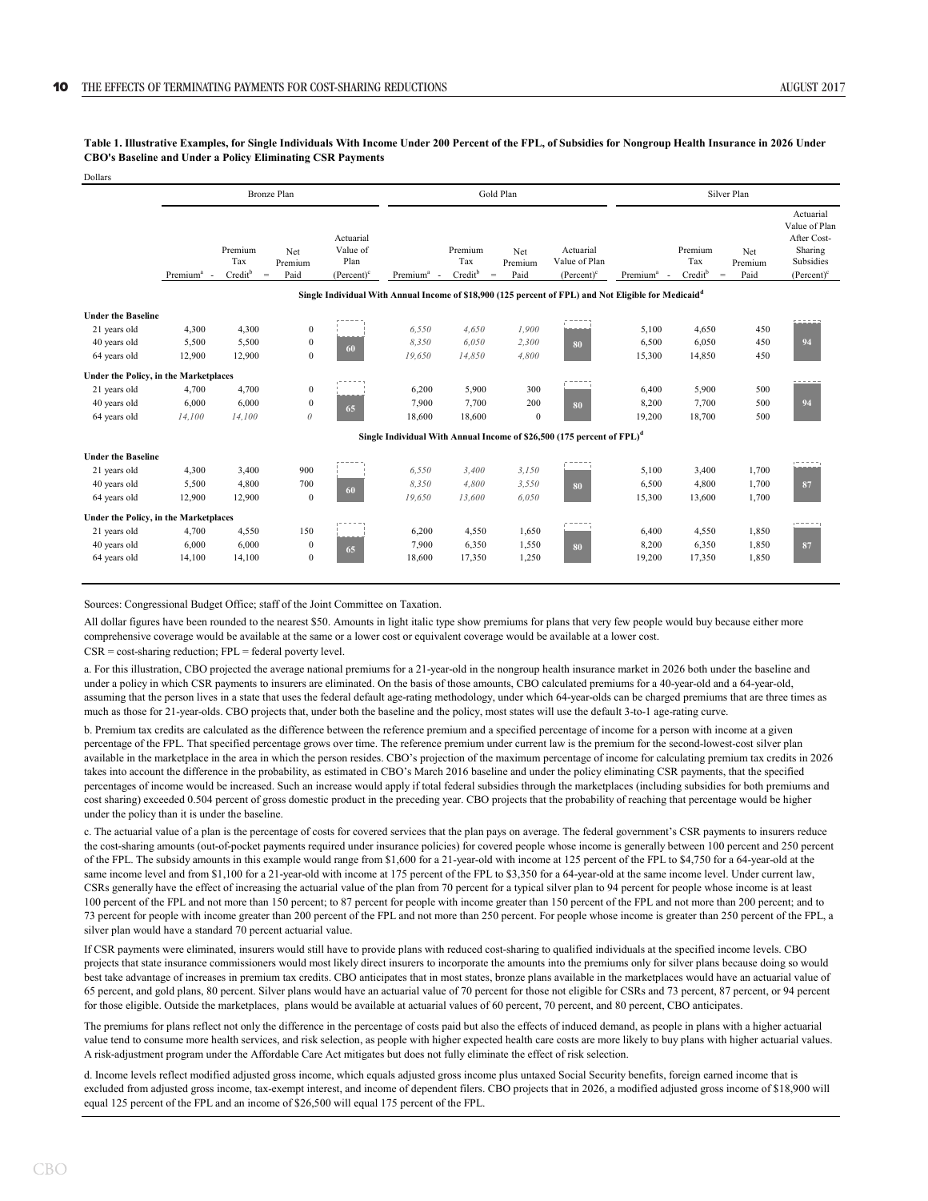**Table 1. Illustrative Examples, for Single Individuals With Income Under 200 Percent of the FPL, of Subsidies for Nongroup Health Insurance in 2026 Under CBO's Baseline and Under a Policy Eliminating CSR Payments**

Dollars

| | Bronze Plan | | | | Gold Plan | | | | Silver Plan | | | |
|---|---|---|---|---|---|---|---|---|---|---|---|---|
| | Premium[a] - | Premium Tax Credit[b] = | Net Premium Paid | Actuarial Value of Plan (Percent)[c] | Premium[a] - | Premium Tax Credit[b] = | Net Premium Paid | Actuarial Value of Plan (Percent)[c] | Premium[a] - | Premium Tax Credit[b] = | Net Premium Paid | Actuarial Value of Plan After Cost-Sharing Subsidies (Percent)[c] |
| **Single Individual With Annual Income of $18,900 (125 percent of FPL) and Not Eligible for Medicaid[d]** | | | | | | | | | | | | |
| **Under the Baseline** | | | | | | | | | | | | |
| 21 years old | 4,300 | 4,300 | 0 | 60 | *6,550* | *4,650* | *1,900* | 80 | 5,100 | 4,650 | 450 | 94 |
| 40 years old | 5,500 | 5,500 | 0 | | *8,350* | *6,050* | *2,300* | | 6,500 | 6,050 | 450 | |
| 64 years old | 12,900 | 12,900 | 0 | | *19,650* | *14,850* | *4,800* | | 15,300 | 14,850 | 450 | |
| **Under the Policy, in the Marketplaces** | | | | | | | | | | | | |
| 21 years old | 4,700 | 4,700 | 0 | 65 | 6,200 | 5,900 | 300 | 80 | 6,400 | 5,900 | 500 | 94 |
| 40 years old | 6,000 | 6,000 | 0 | | 7,900 | 7,700 | 200 | | 8,200 | 7,700 | 500 | |
| 64 years old | *14,100* | *14,100* | *0* | | 18,600 | 18,600 | 0 | | 19,200 | 18,700 | 500 | |
| **Single Individual With Annual Income of $26,500 (175 percent of FPL)[d]** | | | | | | | | | | | | |
| **Under the Baseline** | | | | | | | | | | | | |
| 21 years old | 4,300 | 3,400 | 900 | 60 | *6,550* | *3,400* | *3,150* | 80 | 5,100 | 3,400 | 1,700 | 87 |
| 40 years old | 5,500 | 4,800 | 700 | | *8,350* | *4,800* | *3,550* | | 6,500 | 4,800 | 1,700 | |
| 64 years old | 12,900 | 12,900 | 0 | | *19,650* | *13,600* | *6,050* | | 15,300 | 13,600 | 1,700 | |
| **Under the Policy, in the Marketplaces** | | | | | | | | | | | | |
| 21 years old | 4,700 | 4,550 | 150 | 65 | 6,200 | 4,550 | 1,650 | 80 | 6,400 | 4,550 | 1,850 | 87 |
| 40 years old | 6,000 | 6,000 | 0 | | 7,900 | 6,350 | 1,550 | | 8,200 | 6,350 | 1,850 | |
| 64 years old | 14,100 | 14,100 | 0 | | 18,600 | 17,350 | 1,250 | | 19,200 | 17,350 | 1,850 | |

Sources: Congressional Budget Office; staff of the Joint Committee on Taxation.

All dollar figures have been rounded to the nearest $50. Amounts in light italic type show premiums for plans that very few people would buy because either more comprehensive coverage would be available at the same or a lower cost or equivalent coverage would be available at a lower cost.

CSR = cost-sharing reduction; FPL = federal poverty level.

a. For this illustration, CBO projected the average national premiums for a 21-year-old in the nongroup health insurance market in 2026 both under the baseline and under a policy in which CSR payments to insurers are eliminated. On the basis of those amounts, CBO calculated premiums for a 40-year-old and a 64-year-old, assuming that the person lives in a state that uses the federal default age-rating methodology, under which 64-year-olds can be charged premiums that are three times as much as those for 21-year-olds. CBO projects that, under both the baseline and the policy, most states will use the default 3-to-1 age-rating curve.

b. Premium tax credits are calculated as the difference between the reference premium and a specified percentage of income for a person with income at a given percentage of the FPL. That specified percentage grows over time. The reference premium under current law is the premium for the second-lowest-cost silver plan available in the marketplace in the area in which the person resides. CBO's projection of the maximum percentage of income for calculating premium tax credits in 2026 takes into account the difference in the probability, as estimated in CBO's March 2016 baseline and under the policy eliminating CSR payments, that the specified percentages of income would be increased. Such an increase would apply if total federal subsidies through the marketplaces (including subsidies for both premiums and cost sharing) exceeded 0.504 percent of gross domestic product in the preceding year. CBO projects that the probability of reaching that percentage would be higher under the policy than it is under the baseline.

c. The actuarial value of a plan is the percentage of costs for covered services that the plan pays on average. The federal government's CSR payments to insurers reduce the cost-sharing amounts (out-of-pocket payments required under insurance policies) for covered people whose income is generally between 100 percent and 250 percent of the FPL. The subsidy amounts in this example would range from $1,600 for a 21-year-old with income at 125 percent of the FPL to $4,750 for a 64-year-old at the same income level and from $1,100 for a 21-year-old with income at 175 percent of the FPL to $3,350 for a 64-year-old at the same income level. Under current law, CSRs generally have the effect of increasing the actuarial value of the plan from 70 percent for a typical silver plan to 94 percent for people whose income is at least 100 percent of the FPL and not more than 150 percent; to 87 percent for people with income greater than 150 percent of the FPL and not more than 200 percent; and to 73 percent for people with income greater than 200 percent of the FPL and not more than 250 percent. For people whose income is greater than 250 percent of the FPL, a silver plan would have a standard 70 percent actuarial value.

If CSR payments were eliminated, insurers would still have to provide plans with reduced cost-sharing to qualified individuals at the specified income levels. CBO projects that state insurance commissioners would most likely direct insurers to incorporate the amounts into the premiums only for silver plans because doing so would best take advantage of increases in premium tax credits. CBO anticipates that in most states, bronze plans available in the marketplaces would have an actuarial value of 65 percent, and gold plans, 80 percent. Silver plans would have an actuarial value of 70 percent for those not eligible for CSRs and 73 percent, 87 percent, or 94 percent for those eligible. Outside the marketplaces, plans would be available at actuarial values of 60 percent, 70 percent, and 80 percent, CBO anticipates.

The premiums for plans reflect not only the difference in the percentage of costs paid but also the effects of induced demand, as people in plans with a higher actuarial value tend to consume more health services, and risk selection, as people with higher expected health care costs are more likely to buy plans with higher actuarial values. A risk-adjustment program under the Affordable Care Act mitigates but does not fully eliminate the effect of risk selection.

d. Income levels reflect modified adjusted gross income, which equals adjusted gross income plus untaxed Social Security benefits, foreign earned income that is excluded from adjusted gross income, tax-exempt interest, and income of dependent filers. CBO projects that in 2026, a modified adjusted gross income of $18,900 will equal 125 percent of the FPL and an income of $26,500 will equal 175 percent of the FPL.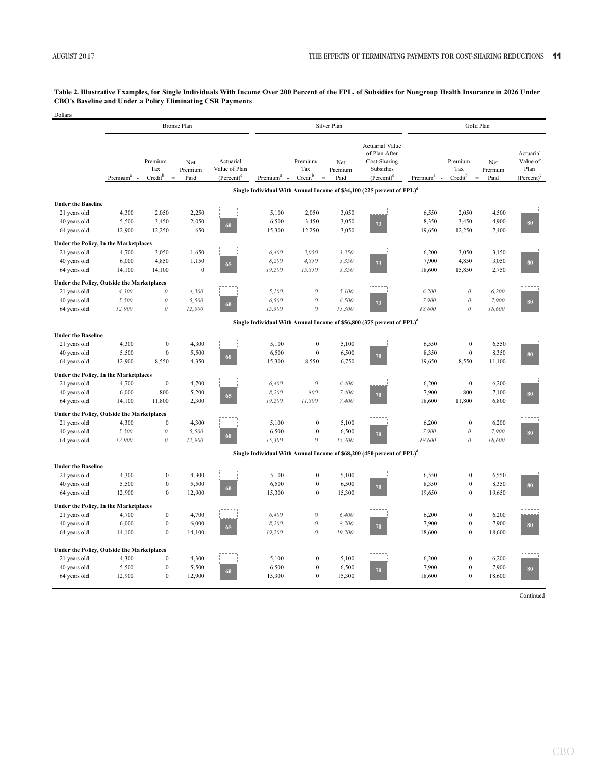**Table 2. Illustrative Examples, for Single Individuals With Income Over 200 Percent of the FPL, of Subsidies for Nongroup Health Insurance in 2026 Under CBO's Baseline and Under a Policy Eliminating CSR Payments**

Dollars

| | Bronze Plan | | | | Silver Plan | | | | Gold Plan | | | |
|---|---|---|---|---|---|---|---|---|---|---|---|---|
| | Premium[a] - | Premium Tax Credit[b] = | Net Premium Paid | Actuarial Value of Plan (Percent)[c] | Premium[a] - | Premium Tax Credit[b] = | Net Premium Paid | Actuarial Value of Plan After Cost-Sharing Subsidies (Percent)[c] | Premium[a] - | Premium Tax Credit[b] = | Net Premium Paid | Actuarial Value of Plan (Percent)[c] |
| **Single Individual With Annual Income of $34,100 (225 percent of FPL)[d]** | | | | | | | | | | | | |
| **Under the Baseline** | | | | | | | | | | | | |
| 21 years old | 4,300 | 2,050 | 2,250 | | 5,100 | 2,050 | 3,050 | | 6,550 | 2,050 | 4,500 | |
| 40 years old | 5,500 | 3,450 | 2,050 | 60 | 6,500 | 3,450 | 3,050 | 73 | 8,350 | 3,450 | 4,900 | 80 |
| 64 years old | 12,900 | 12,250 | 650 | | 15,300 | 12,250 | 3,050 | | 19,650 | 12,250 | 7,400 | |
| **Under the Policy, In the Marketplaces** | | | | | | | | | | | | |
| 21 years old | 4,700 | 3,050 | 1,650 | | *6,400* | *3,050* | *3,350* | | 6,200 | 3,050 | 3,150 | |
| 40 years old | 6,000 | 4,850 | 1,150 | 65 | *8,200* | *4,850* | *3,350* | 73 | 7,900 | 4,850 | 3,050 | 80 |
| 64 years old | 14,100 | 14,100 | 0 | | *19,200* | *15,850* | *3,350* | | 18,600 | 15,850 | 2,750 | |
| **Under the Policy, Outside the Marketplaces** | | | | | | | | | | | | |
| 21 years old | *4,300* | *0* | *4,300* | | *5,100* | *0* | *5,100* | | *6,200* | *0* | *6,200* | |
| 40 years old | *5,500* | *0* | *5,500* | 60 | *6,500* | *0* | *6,500* | 73 | *7,900* | *0* | *7,900* | 80 |
| 64 years old | *12,900* | *0* | *12,900* | | *15,300* | *0* | *15,300* | | *18,600* | *0* | *18,600* | |
| **Single Individual With Annual Income of $56,800 (375 percent of FPL)[d]** | | | | | | | | | | | | |
| **Under the Baseline** | | | | | | | | | | | | |
| 21 years old | 4,300 | 0 | 4,300 | | 5,100 | 0 | 5,100 | | 6,550 | 0 | 6,550 | |
| 40 years old | 5,500 | 0 | 5,500 | 60 | 6,500 | 0 | 6,500 | 70 | 8,350 | 0 | 8,350 | 80 |
| 64 years old | 12,900 | 8,550 | 4,350 | | 15,300 | 8,550 | 6,750 | | 19,650 | 8,550 | 11,100 | |
| **Under the Policy, In the Marketplaces** | | | | | | | | | | | | |
| 21 years old | 4,700 | 0 | 4,700 | | *6,400* | *0* | *6,400* | | 6,200 | 0 | 6,200 | |
| 40 years old | 6,000 | 800 | 5,200 | 65 | *8,200* | *800* | *7,400* | 70 | 7,900 | 800 | 7,100 | 80 |
| 64 years old | 14,100 | 11,800 | 2,300 | | *19,200* | *11,800* | *7,400* | | 18,600 | 11,800 | 6,800 | |
| **Under the Policy, Outside the Marketplaces** | | | | | | | | | | | | |
| 21 years old | 4,300 | 0 | 4,300 | | 5,100 | 0 | 5,100 | | 6,200 | 0 | 6,200 | |
| 40 years old | *5,500* | *0* | *5,500* | 60 | 6,500 | 0 | 6,500 | 70 | *7,900* | *0* | *7,900* | 80 |
| 64 years old | *12,900* | *0* | *12,900* | | *15,300* | *0* | *15,300* | | *18,600* | *0* | *18,600* | |
| **Single Individual With Annual Income of $68,200 (450 percent of FPL)[d]** | | | | | | | | | | | | |
| **Under the Baseline** | | | | | | | | | | | | |
| 21 years old | 4,300 | 0 | 4,300 | | 5,100 | 0 | 5,100 | | 6,550 | 0 | 6,550 | |
| 40 years old | 5,500 | 0 | 5,500 | 60 | 6,500 | 0 | 6,500 | 70 | 8,350 | 0 | 8,350 | 80 |
| 64 years old | 12,900 | 0 | 12,900 | | 15,300 | 0 | 15,300 | | 19,650 | 0 | 19,650 | |
| **Under the Policy, In the Marketplaces** | | | | | | | | | | | | |
| 21 years old | 4,700 | 0 | 4,700 | | *6,400* | *0* | *6,400* | | 6,200 | 0 | 6,200 | |
| 40 years old | 6,000 | 0 | 6,000 | 65 | *8,200* | *0* | *8,200* | 70 | 7,900 | 0 | 7,900 | 80 |
| 64 years old | 14,100 | 0 | 14,100 | | *19,200* | *0* | *19,200* | | 18,600 | 0 | 18,600 | |
| **Under the Policy, Outside the Marketplaces** | | | | | | | | | | | | |
| 21 years old | 4,300 | 0 | 4,300 | | 5,100 | 0 | 5,100 | | 6,200 | 0 | 6,200 | |
| 40 years old | 5,500 | 0 | 5,500 | 60 | 6,500 | 0 | 6,500 | 70 | 7,900 | 0 | 7,900 | 80 |
| 64 years old | 12,900 | 0 | 12,900 | | 15,300 | 0 | 15,300 | | 18,600 | 0 | 18,600 | |

Continued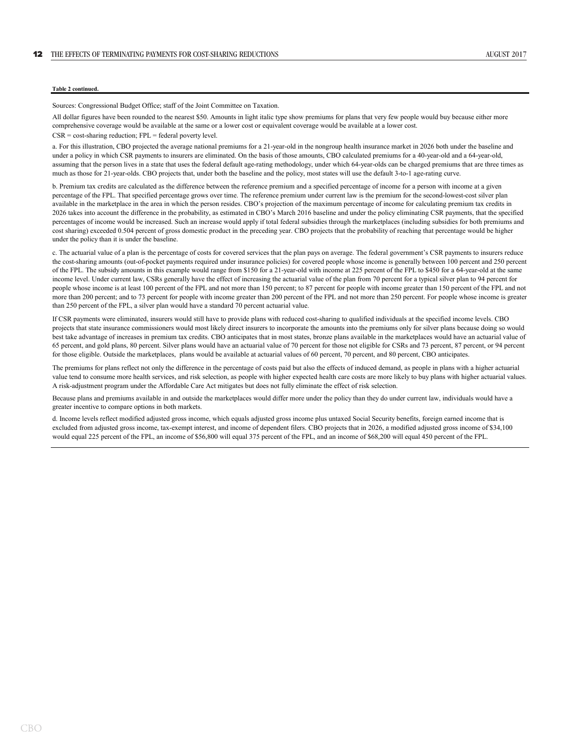**Table 2 continued.**

Sources: Congressional Budget Office; staff of the Joint Committee on Taxation.

All dollar figures have been rounded to the nearest $50. Amounts in light italic type show premiums for plans that very few people would buy because either more comprehensive coverage would be available at the same or a lower cost or equivalent coverage would be available at a lower cost.

CSR = cost-sharing reduction; FPL = federal poverty level.

a. For this illustration, CBO projected the average national premiums for a 21-year-old in the nongroup health insurance market in 2026 both under the baseline and under a policy in which CSR payments to insurers are eliminated. On the basis of those amounts, CBO calculated premiums for a 40-year-old and a 64-year-old, assuming that the person lives in a state that uses the federal default age-rating methodology, under which 64-year-olds can be charged premiums that are three times as much as those for 21-year-olds. CBO projects that, under both the baseline and the policy, most states will use the default 3-to-1 age-rating curve.

b. Premium tax credits are calculated as the difference between the reference premium and a specified percentage of income for a person with income at a given percentage of the FPL. That specified percentage grows over time. The reference premium under current law is the premium for the second-lowest-cost silver plan available in the marketplace in the area in which the person resides. CBO's projection of the maximum percentage of income for calculating premium tax credits in 2026 takes into account the difference in the probability, as estimated in CBO's March 2016 baseline and under the policy eliminating CSR payments, that the specified percentages of income would be increased. Such an increase would apply if total federal subsidies through the marketplaces (including subsidies for both premiums and cost sharing) exceeded 0.504 percent of gross domestic product in the preceding year. CBO projects that the probability of reaching that percentage would be higher under the policy than it is under the baseline.

c. The actuarial value of a plan is the percentage of costs for covered services that the plan pays on average. The federal government's CSR payments to insurers reduce the cost-sharing amounts (out-of-pocket payments required under insurance policies) for covered people whose income is generally between 100 percent and 250 percent of the FPL. The subsidy amounts in this example would range from $150 for a 21-year-old with income at 225 percent of the FPL to $450 for a 64-year-old at the same income level. Under current law, CSRs generally have the effect of increasing the actuarial value of the plan from 70 percent for a typical silver plan to 94 percent for people whose income is at least 100 percent of the FPL and not more than 150 percent; to 87 percent for people with income greater than 150 percent of the FPL and not more than 200 percent; and to 73 percent for people with income greater than 200 percent of the FPL and not more than 250 percent. For people whose income is greater than 250 percent of the FPL, a silver plan would have a standard 70 percent actuarial value.

If CSR payments were eliminated, insurers would still have to provide plans with reduced cost-sharing to qualified individuals at the specified income levels. CBO projects that state insurance commissioners would most likely direct insurers to incorporate the amounts into the premiums only for silver plans because doing so would best take advantage of increases in premium tax credits. CBO anticipates that in most states, bronze plans available in the marketplaces would have an actuarial value of 65 percent, and gold plans, 80 percent. Silver plans would have an actuarial value of 70 percent for those not eligible for CSRs and 73 percent, 87 percent, or 94 percent for those eligible. Outside the marketplaces, plans would be available at actuarial values of 60 percent, 70 percent, and 80 percent, CBO anticipates.

The premiums for plans reflect not only the difference in the percentage of costs paid but also the effects of induced demand, as people in plans with a higher actuarial value tend to consume more health services, and risk selection, as people with higher expected health care costs are more likely to buy plans with higher actuarial values. A risk-adjustment program under the Affordable Care Act mitigates but does not fully eliminate the effect of risk selection.

Because plans and premiums available in and outside the marketplaces would differ more under the policy than they do under current law, individuals would have a greater incentive to compare options in both markets.

d. Income levels reflect modified adjusted gross income, which equals adjusted gross income plus untaxed Social Security benefits, foreign earned income that is excluded from adjusted gross income, tax-exempt interest, and income of dependent filers. CBO projects that in 2026, a modified adjusted gross income of $34,100 would equal 225 percent of the FPL, an income of $56,800 will equal 375 percent of the FPL, and an income of $68,200 will equal 450 percent of the FPL.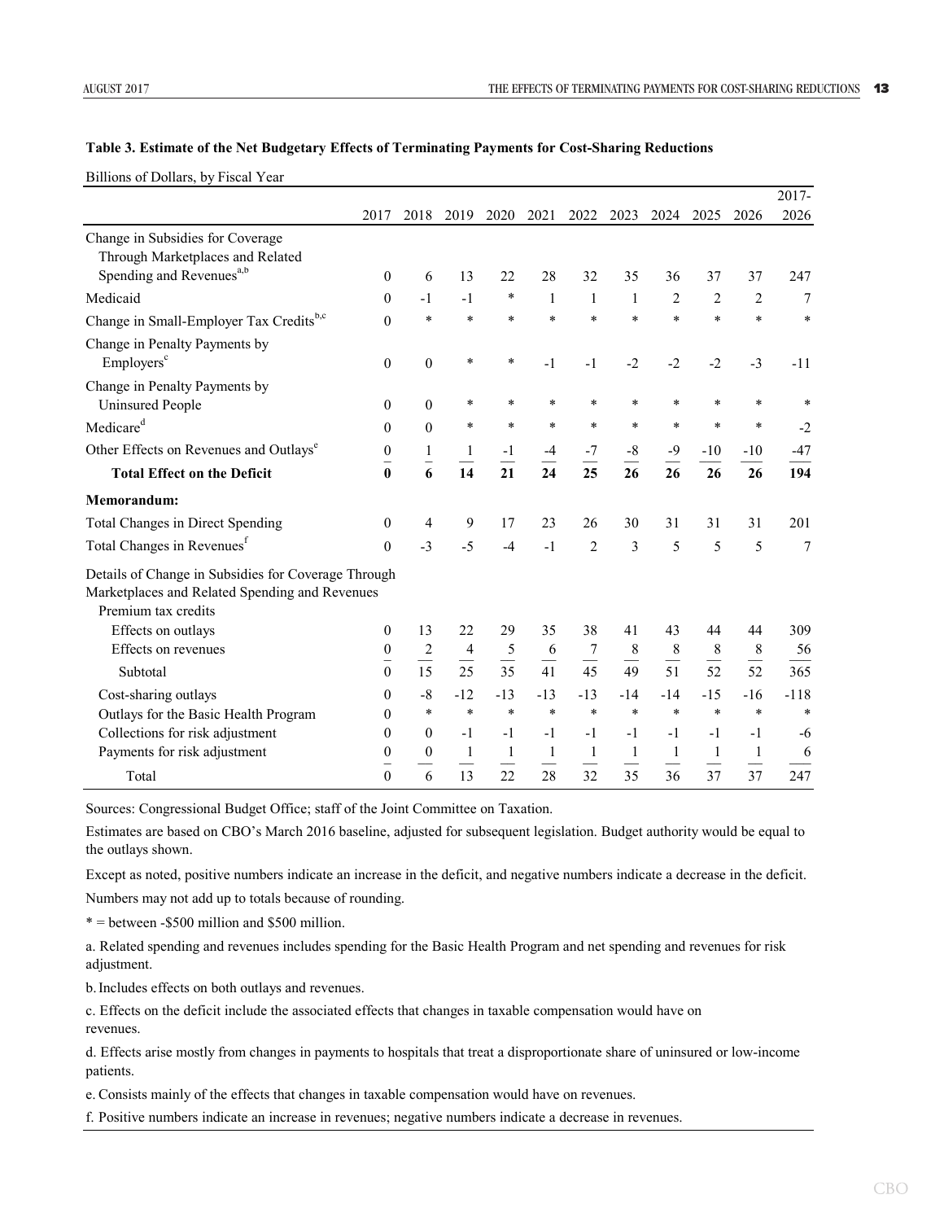**Table 3. Estimate of the Net Budgetary Effects of Terminating Payments for Cost-Sharing Reductions**

Billions of Dollars, by Fiscal Year

| | 2017 | 2018 | 2019 | 2020 | 2021 | 2022 | 2023 | 2024 | 2025 | 2026 | 2017-2026 |
|---|---|---|---|---|---|---|---|---|---|---|---|
| Change in Subsidies for Coverage Through Marketplaces and Related Spending and Revenues[a,b] | 0 | 6 | 13 | 22 | 28 | 32 | 35 | 36 | 37 | 37 | 247 |
| Medicaid | 0 | -1 | -1 | * | 1 | 1 | 1 | 2 | 2 | 2 | 7 |
| Change in Small-Employer Tax Credits[b,c] | 0 | * | * | * | * | * | * | * | * | * | * |
| Change in Penalty Payments by Employers[c] | 0 | 0 | * | * | -1 | -1 | -2 | -2 | -2 | -3 | -11 |
| Change in Penalty Payments by Uninsured People | 0 | 0 | * | * | * | * | * | * | * | * | * |
| Medicare[d] | 0 | 0 | * | * | * | * | * | * | * | * | -2 |
| Other Effects on Revenues and Outlays[e] | 0 | 1 | 1 | -1 | -4 | -7 | -8 | -9 | -10 | -10 | -47 |
| **Total Effect on the Deficit** | **0** | **6** | **14** | **21** | **24** | **25** | **26** | **26** | **26** | **26** | **194** |
| **Memorandum:** | | | | | | | | | | | |
| Total Changes in Direct Spending | 0 | 4 | 9 | 17 | 23 | 26 | 30 | 31 | 31 | 31 | 201 |
| Total Changes in Revenues[f] | 0 | -3 | -5 | -4 | -1 | 2 | 3 | 5 | 5 | 5 | 7 |
| Details of Change in Subsidies for Coverage Through Marketplaces and Related Spending and Revenues | | | | | | | | | | | |
| Premium tax credits | | | | | | | | | | | |
| Effects on outlays | 0 | 13 | 22 | 29 | 35 | 38 | 41 | 43 | 44 | 44 | 309 |
| Effects on revenues | 0 | 2 | 4 | 5 | 6 | 7 | 8 | 8 | 8 | 8 | 56 |
| Subtotal | 0 | 15 | 25 | 35 | 41 | 45 | 49 | 51 | 52 | 52 | 365 |
| Cost-sharing outlays | 0 | -8 | -12 | -13 | -13 | -13 | -14 | -14 | -15 | -16 | -118 |
| Outlays for the Basic Health Program | 0 | * | * | * | * | * | * | * | * | * | * |
| Collections for risk adjustment | 0 | 0 | -1 | -1 | -1 | -1 | -1 | -1 | -1 | -1 | -6 |
| Payments for risk adjustment | 0 | 0 | 1 | 1 | 1 | 1 | 1 | 1 | 1 | 1 | 6 |
| Total | 0 | 6 | 13 | 22 | 28 | 32 | 35 | 36 | 37 | 37 | 247 |

Sources: Congressional Budget Office; staff of the Joint Committee on Taxation.

Estimates are based on CBO's March 2016 baseline, adjusted for subsequent legislation. Budget authority would be equal to the outlays shown.

Except as noted, positive numbers indicate an increase in the deficit, and negative numbers indicate a decrease in the deficit.

Numbers may not add up to totals because of rounding.

* = between -$500 million and $500 million.

a. Related spending and revenues includes spending for the Basic Health Program and net spending and revenues for risk adjustment.

b. Includes effects on both outlays and revenues.

c. Effects on the deficit include the associated effects that changes in taxable compensation would have on revenues.

d. Effects arise mostly from changes in payments to hospitals that treat a disproportionate share of uninsured or low-income patients.

e. Consists mainly of the effects that changes in taxable compensation would have on revenues.

f. Positive numbers indicate an increase in revenues; negative numbers indicate a decrease in revenues.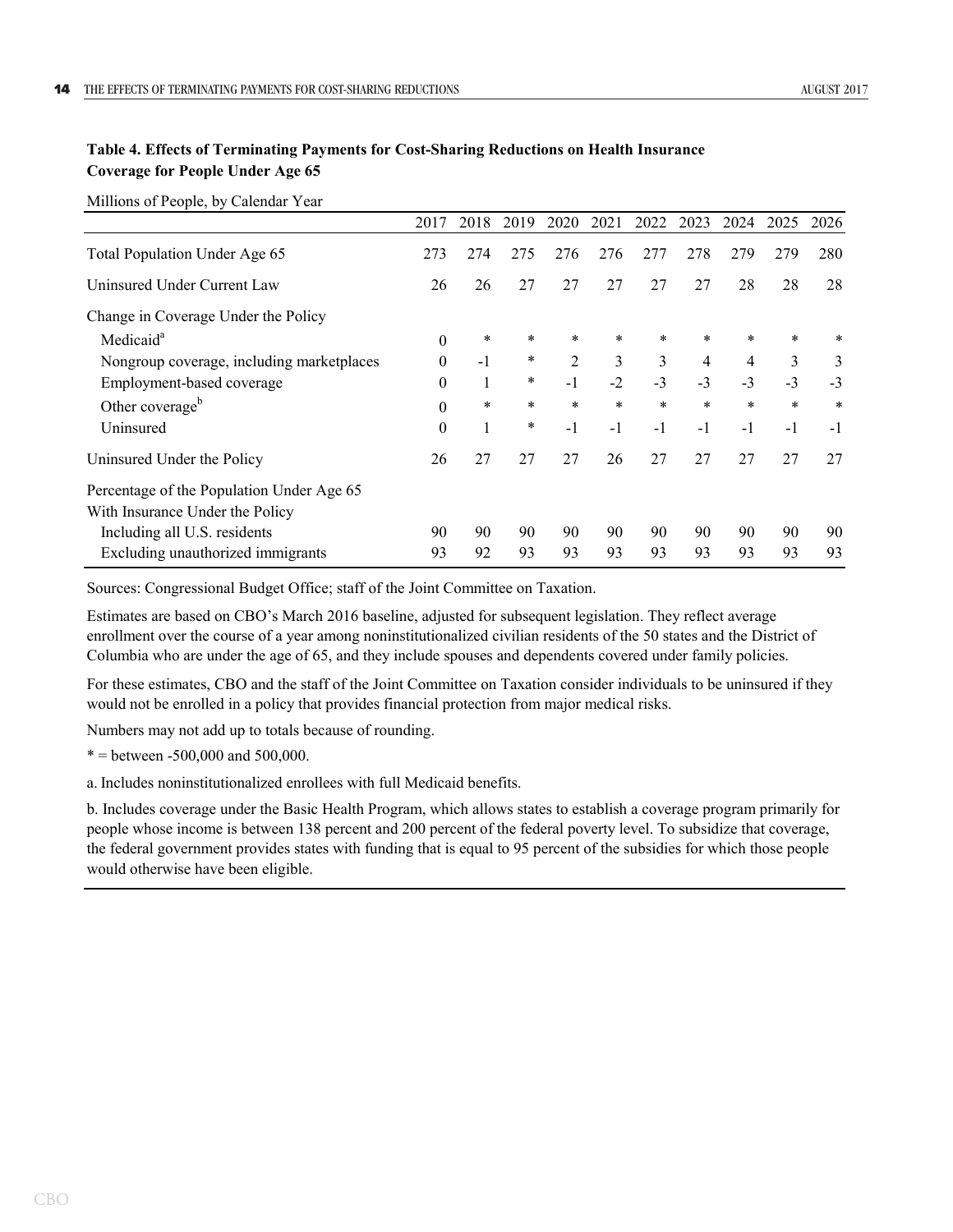**Table 4. Effects of Terminating Payments for Cost-Sharing Reductions on Health Insurance Coverage for People Under Age 65**

Millions of People, by Calendar Year

| | 2017 | 2018 | 2019 | 2020 | 2021 | 2022 | 2023 | 2024 | 2025 | 2026 |
|---|---|---|---|---|---|---|---|---|---|---|
| Total Population Under Age 65 | 273 | 274 | 275 | 276 | 276 | 277 | 278 | 279 | 279 | 280 |
| Uninsured Under Current Law | 26 | 26 | 27 | 27 | 27 | 27 | 27 | 28 | 28 | 28 |
| Change in Coverage Under the Policy | | | | | | | | | | |
| Medicaid[a] | 0 | * | * | * | * | * | * | * | * | * |
| Nongroup coverage, including marketplaces | 0 | -1 | * | 2 | 3 | 3 | 4 | 4 | 3 | 3 |
| Employment-based coverage | 0 | 1 | * | -1 | -2 | -3 | -3 | -3 | -3 | -3 |
| Other coverage[b] | 0 | * | * | * | * | * | * | * | * | * |
| Uninsured | 0 | 1 | * | -1 | -1 | -1 | -1 | -1 | -1 | -1 |
| Uninsured Under the Policy | 26 | 27 | 27 | 27 | 26 | 27 | 27 | 27 | 27 | 27 |
| Percentage of the Population Under Age 65 With Insurance Under the Policy | | | | | | | | | | |
| Including all U.S. residents | 90 | 90 | 90 | 90 | 90 | 90 | 90 | 90 | 90 | 90 |
| Excluding unauthorized immigrants | 93 | 92 | 93 | 93 | 93 | 93 | 93 | 93 | 93 | 93 |

Sources: Congressional Budget Office; staff of the Joint Committee on Taxation.

Estimates are based on CBO's March 2016 baseline, adjusted for subsequent legislation. They reflect average enrollment over the course of a year among noninstitutionalized civilian residents of the 50 states and the District of Columbia who are under the age of 65, and they include spouses and dependents covered under family policies.

For these estimates, CBO and the staff of the Joint Committee on Taxation consider individuals to be uninsured if they would not be enrolled in a policy that provides financial protection from major medical risks.

Numbers may not add up to totals because of rounding.

* = between -500,000 and 500,000.

a. Includes noninstitutionalized enrollees with full Medicaid benefits.

b. Includes coverage under the Basic Health Program, which allows states to establish a coverage program primarily for people whose income is between 138 percent and 200 percent of the federal poverty level. To subsidize that coverage, the federal government provides states with funding that is equal to 95 percent of the subsidies for which those people would otherwise have been eligible.